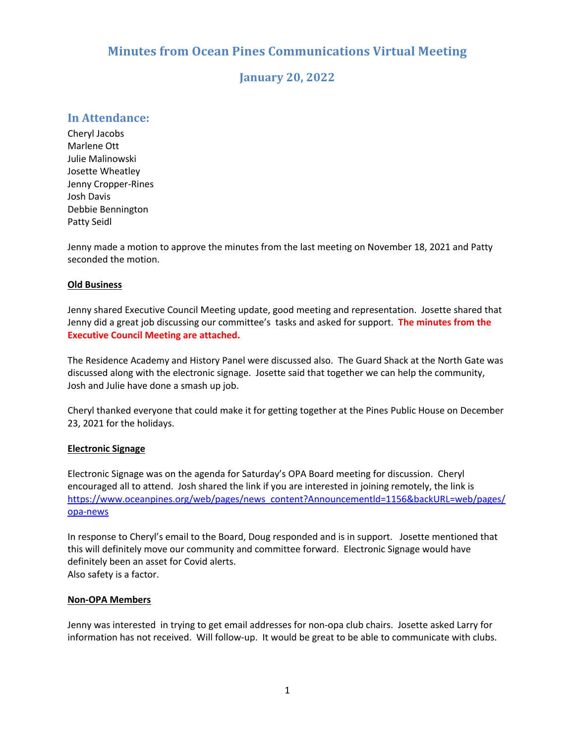# Minutes from Ocean Pines Communications Virtual Meeting

## January 20, 2022

## In Attendance:

Cheryl Jacobs
Marlene Ott
Julie Malinowski
Josette Wheatley
Jenny Cropper-Rines
Josh Davis
Debbie Bennington
Patty Seidl

Jenny made a motion to approve the minutes from the last meeting on November 18, 2021 and Patty seconded the motion.

**Old Business**

Jenny shared Executive Council Meeting update, good meeting and representation. Josette shared that Jenny did a great job discussing our committee's tasks and asked for support. **The minutes from the Executive Council Meeting are attached.**

The Residence Academy and History Panel were discussed also. The Guard Shack at the North Gate was discussed along with the electronic signage. Josette said that together we can help the community, Josh and Julie have done a smash up job.

Cheryl thanked everyone that could make it for getting together at the Pines Public House on December 23, 2021 for the holidays.

**Electronic Signage**

Electronic Signage was on the agenda for Saturday's OPA Board meeting for discussion. Cheryl encouraged all to attend. Josh shared the link if you are interested in joining remotely, the link is https://www.oceanpines.org/web/pages/news_content?AnnouncementId=1156&backURL=web/pages/opa-news

In response to Cheryl's email to the Board, Doug responded and is in support. Josette mentioned that this will definitely move our community and committee forward. Electronic Signage would have definitely been an asset for Covid alerts.
Also safety is a factor.

**Non-OPA Members**

Jenny was interested in trying to get email addresses for non-opa club chairs. Josette asked Larry for information has not received. Will follow-up. It would be great to be able to communicate with clubs.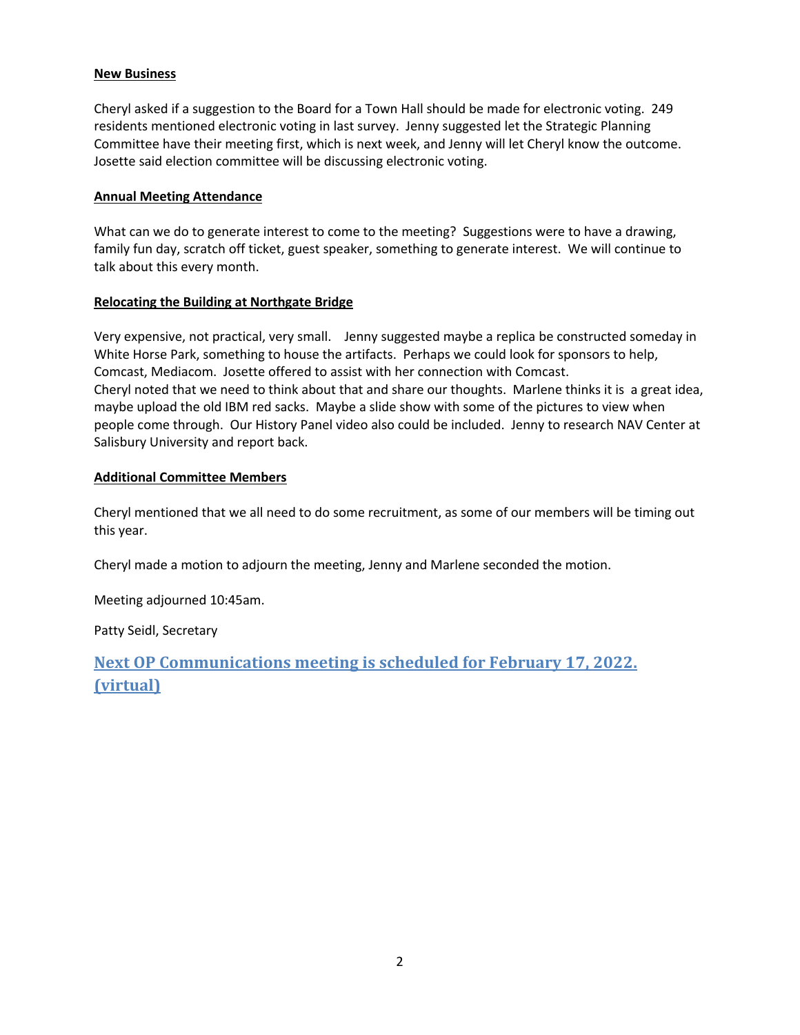**New Business**

Cheryl asked if a suggestion to the Board for a Town Hall should be made for electronic voting. 249 residents mentioned electronic voting in last survey. Jenny suggested let the Strategic Planning Committee have their meeting first, which is next week, and Jenny will let Cheryl know the outcome. Josette said election committee will be discussing electronic voting.

**Annual Meeting Attendance**

What can we do to generate interest to come to the meeting? Suggestions were to have a drawing, family fun day, scratch off ticket, guest speaker, something to generate interest. We will continue to talk about this every month.

**Relocating the Building at Northgate Bridge**

Very expensive, not practical, very small. Jenny suggested maybe a replica be constructed someday in White Horse Park, something to house the artifacts. Perhaps we could look for sponsors to help, Comcast, Mediacom. Josette offered to assist with her connection with Comcast.
Cheryl noted that we need to think about that and share our thoughts. Marlene thinks it is a great idea, maybe upload the old IBM red sacks. Maybe a slide show with some of the pictures to view when people come through. Our History Panel video also could be included. Jenny to research NAV Center at Salisbury University and report back.

**Additional Committee Members**

Cheryl mentioned that we all need to do some recruitment, as some of our members will be timing out this year.

Cheryl made a motion to adjourn the meeting, Jenny and Marlene seconded the motion.

Meeting adjourned 10:45am.

Patty Seidl, Secretary

## Next OP Communications meeting is scheduled for February 17, 2022. (virtual)